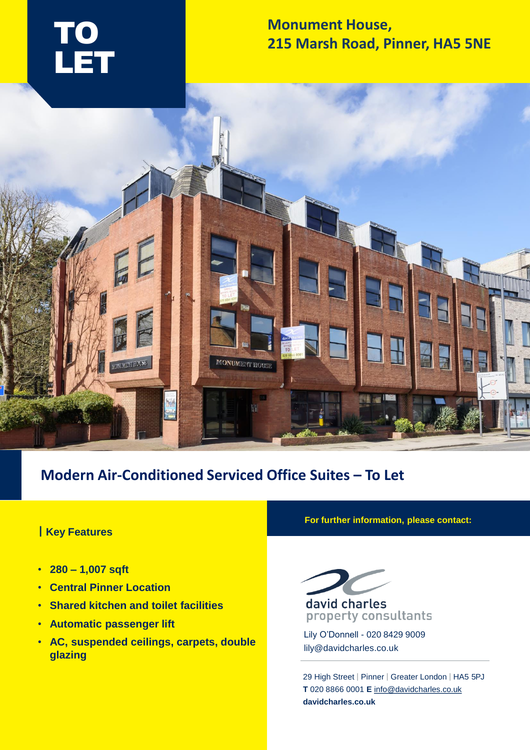# TO LET

## Monument House, 215 Marsh Road, Pinner, HA5 5NE

## Modern Air-Conditioned Serviced Office Suites – To Let

### Key Features

- **280 – 1,007 sqft**
- **Central Pinner Location**
- **Shared kitchen and toilet facilities**
- **Automatic passenger lift**
- **AC, suspended ceilings, carpets, double glazing**

**For further information, please contact:**

david charles
property consultants

Lily O'Donnell - 020 8429 9009
lily@davidcharles.co.uk

29 High Street | Pinner | Greater London | HA5 5PJ
**T** 020 8866 0001 **E** info@davidcharles.co.uk
**davidcharles.co.uk**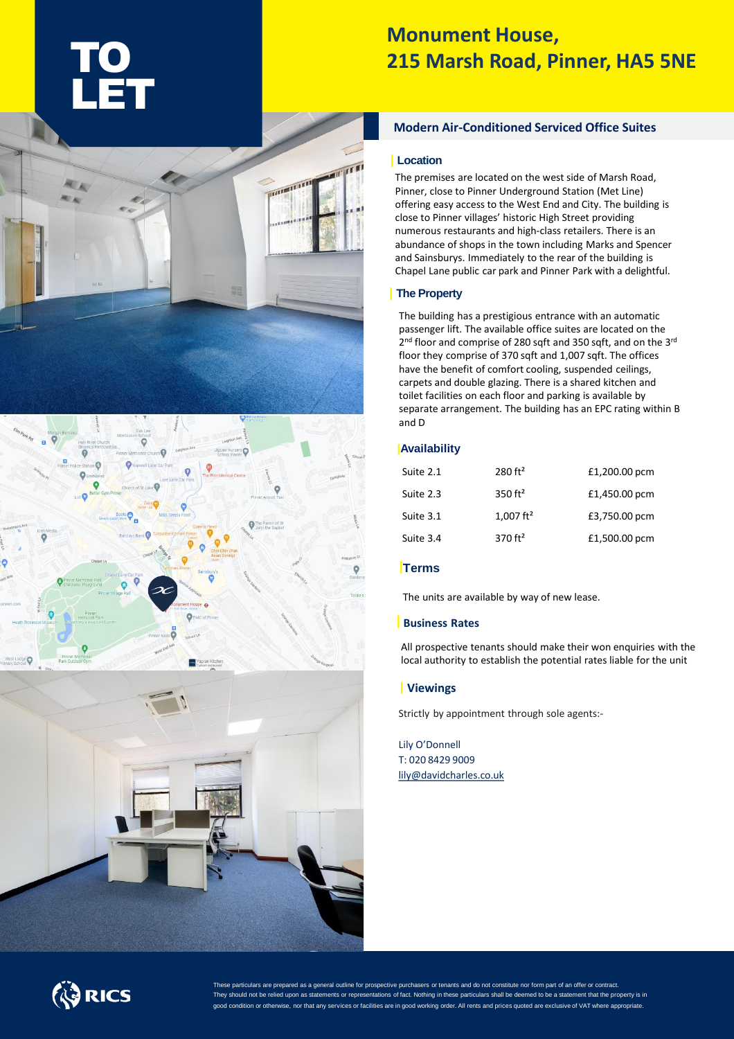# TO LET

# Monument House, 215 Marsh Road, Pinner, HA5 5NE

## Modern Air-Conditioned Serviced Office Suites

### Location

The premises are located on the west side of Marsh Road, Pinner, close to Pinner Underground Station (Met Line) offering easy access to the West End and City. The building is close to Pinner villages' historic High Street providing numerous restaurants and high-class retailers. There is an abundance of shops in the town including Marks and Spencer and Sainsburys. Immediately to the rear of the building is Chapel Lane public car park and Pinner Park with a delightful.

### The Property

The building has a prestigious entrance with an automatic passenger lift. The available office suites are located on the 2nd floor and comprise of 280 sqft and 350 sqft, and on the 3rd floor they comprise of 370 sqft and 1,007 sqft. The offices have the benefit of comfort cooling, suspended ceilings, carpets and double glazing. There is a shared kitchen and toilet facilities on each floor and parking is available by separate arrangement. The building has an EPC rating within B and D

### Availability

| | | |
|---|---|---|
| Suite 2.1 | 280 ft² | £1,200.00 pcm |
| Suite 2.3 | 350 ft² | £1,450.00 pcm |
| Suite 3.1 | 1,007 ft² | £3,750.00 pcm |
| Suite 3.4 | 370 ft² | £1,500.00 pcm |

### Terms

The units are available by way of new lease.

### Business Rates

All prospective tenants should make their won enquiries with the local authority to establish the potential rates liable for the unit

### Viewings

Strictly by appointment through sole agents:-

Lily O'Donnell
T: 020 8429 9009
lily@davidcharles.co.uk

RICS

These particulars are prepared as a general outline for prospective purchasers or tenants and do not constitute nor form part of an offer or contract. They should not be relied upon as statements or representations of fact. Nothing in these particulars shall be deemed to be a statement that the property is in good condition or otherwise, nor that any services or facilities are in good working order. All rents and prices quoted are exclusive of VAT where appropriate.